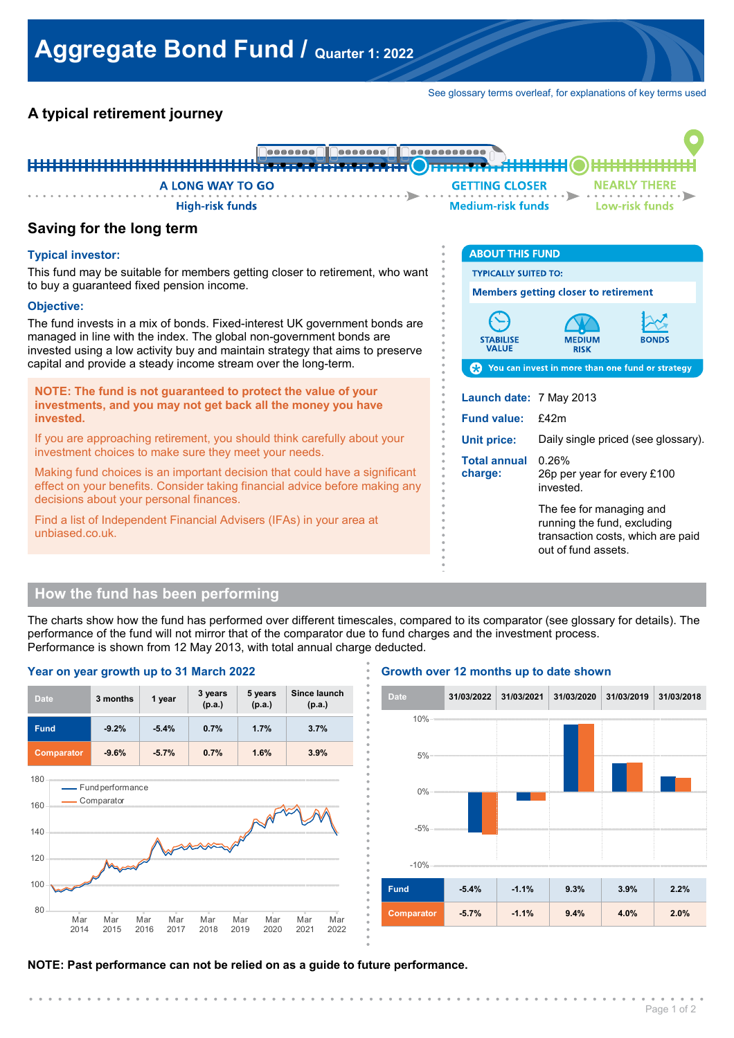# Aggregate Bond Fund / Quarter 1: 2022

See glossary terms overleaf, for explanations of key terms used

## A typical retirement journey

A LONG WAY TO GO — High-risk funds → GETTING CLOSER — Medium-risk funds → NEARLY THERE — Low-risk funds

## Saving for the long term

### Typical investor:

This fund may be suitable for members getting closer to retirement, who want to buy a guaranteed fixed pension income.

### Objective:

The fund invests in a mix of bonds. Fixed-interest UK government bonds are managed in line with the index. The global non-government bonds are invested using a low activity buy and maintain strategy that aims to preserve capital and provide a steady income stream over the long-term.

**NOTE: The fund is not guaranteed to protect the value of your investments, and you may not get back all the money you have invested.**

If you are approaching retirement, you should think carefully about your investment choices to make sure they meet your needs.

Making fund choices is an important decision that could have a significant effect on your benefits. Consider taking financial advice before making any decisions about your personal finances.

Find a list of Independent Financial Advisers (IFAs) in your area at unbiased.co.uk.

### ABOUT THIS FUND

TYPICALLY SUITED TO:

Members getting closer to retirement

STABILISE VALUE | MEDIUM RISK | BONDS

You can invest in more than one fund or strategy

**Launch date:** 7 May 2013

**Fund value:** £42m

**Unit price:** Daily single priced (see glossary).

**Total annual charge:** 0.26%
26p per year for every £100 invested.

The fee for managing and running the fund, excluding transaction costs, which are paid out of fund assets.

## How the fund has been performing

The charts show how the fund has performed over different timescales, compared to its comparator (see glossary for details). The performance of the fund will not mirror that of the comparator due to fund charges and the investment process. Performance is shown from 12 May 2013, with total annual charge deducted.

### Year on year growth up to 31 March 2022

| Date | 3 months | 1 year | 3 years (p.a.) | 5 years (p.a.) | Since launch (p.a.) |
|---|---|---|---|---|---|
| Fund | -9.2% | -5.4% | 0.7% | 1.7% | 3.7% |
| Comparator | -9.6% | -5.7% | 0.7% | 1.6% | 3.9% |

### Growth over 12 months up to date shown

| Date | 31/03/2022 | 31/03/2021 | 31/03/2020 | 31/03/2019 | 31/03/2018 |
|---|---|---|---|---|---|
| Fund | -5.4% | -1.1% | 9.3% | 3.9% | 2.2% |
| Comparator | -5.7% | -1.1% | 9.4% | 4.0% | 2.0% |

**NOTE: Past performance can not be relied on as a guide to future performance.**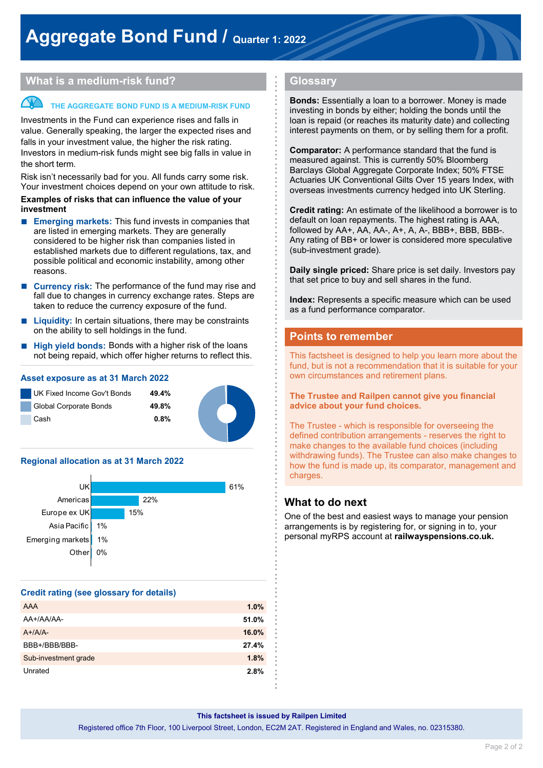# Aggregate Bond Fund / Quarter 1: 2022

## What is a medium-risk fund?

**THE AGGREGATE BOND FUND IS A MEDIUM-RISK FUND**

Investments in the Fund can experience rises and falls in value. Generally speaking, the larger the expected rises and falls in your investment value, the higher the risk rating. Investors in medium-risk funds might see big falls in value in the short term.

Risk isn't necessarily bad for you. All funds carry some risk. Your investment choices depend on your own attitude to risk.

**Examples of risks that can influence the value of your investment**

- **Emerging markets:** This fund invests in companies that are listed in emerging markets. They are generally considered to be higher risk than companies listed in established markets due to different regulations, tax, and possible political and economic instability, among other reasons.
- **Currency risk:** The performance of the fund may rise and fall due to changes in currency exchange rates. Steps are taken to reduce the currency exposure of the fund.
- **Liquidity:** In certain situations, there may be constraints on the ability to sell holdings in the fund.
- **High yield bonds:** Bonds with a higher risk of the loans not being repaid, which offer higher returns to reflect this.

### Asset exposure as at 31 March 2022

| | |
|---|---|
| UK Fixed Income Gov't Bonds | 49.4% |
| Global Corporate Bonds | 49.8% |
| Cash | 0.8% |

### Regional allocation as at 31 March 2022

UK 61%
Americas 22%
Europe ex UK 15%
Asia Pacific 1%
Emerging markets 1%
Other 0%

### Credit rating (see glossary for details)

| | |
|---|---|
| AAA | 1.0% |
| AA+/AA/AA- | 51.0% |
| A+/A/A- | 16.0% |
| BBB+/BBB/BBB- | 27.4% |
| Sub-investment grade | 1.8% |
| Unrated | 2.8% |

## Glossary

**Bonds:** Essentially a loan to a borrower. Money is made investing in bonds by either; holding the bonds until the loan is repaid (or reaches its maturity date) and collecting interest payments on them, or by selling them for a profit.

**Comparator:** A performance standard that the fund is measured against. This is currently 50% Bloomberg Barclays Global Aggregate Corporate Index; 50% FTSE Actuaries UK Conventional Gilts Over 15 years Index, with overseas investments currency hedged into UK Sterling.

**Credit rating:** An estimate of the likelihood a borrower is to default on loan repayments. The highest rating is AAA, followed by AA+, AA, AA-, A+, A, A-, BBB+, BBB, BBB-. Any rating of BB+ or lower is considered more speculative (sub-investment grade).

**Daily single priced:** Share price is set daily. Investors pay that set price to buy and sell shares in the fund.

**Index:** Represents a specific measure which can be used as a fund performance comparator.

## Points to remember

This factsheet is designed to help you learn more about the fund, but is not a recommendation that it is suitable for your own circumstances and retirement plans.

**The Trustee and Railpen cannot give you financial advice about your fund choices.**

The Trustee - which is responsible for overseeing the defined contribution arrangements - reserves the right to make changes to the available fund choices (including withdrawing funds). The Trustee can also make changes to how the fund is made up, its comparator, management and charges.

## What to do next

One of the best and easiest ways to manage your pension arrangements is by registering for, or signing in to, your personal myRPS account at **railwayspensions.co.uk.**

**This factsheet is issued by Railpen Limited**

Registered office 7th Floor, 100 Liverpool Street, London, EC2M 2AT. Registered in England and Wales, no. 02315380.